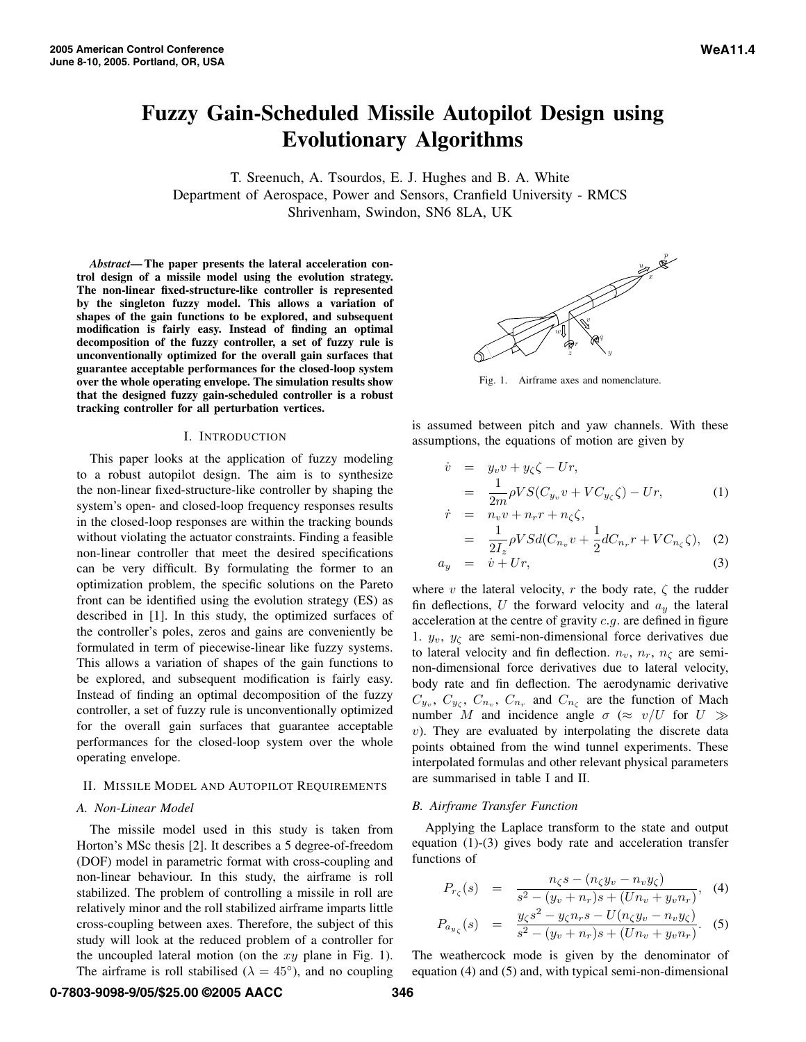# Fuzzy Gain-Scheduled Missile Autopilot Design using Evolutionary Algorithms

T. Sreenuch, A. Tsourdos, E. J. Hughes and B. A. White
Department of Aerospace, Power and Sensors, Cranfield University - RMCS
Shrivenham, Swindon, SN6 8LA, UK

***Abstract*— The paper presents the lateral acceleration control design of a missile model using the evolution strategy. The non-linear fixed-structure-like controller is represented by the singleton fuzzy model. This allows a variation of shapes of the gain functions to be explored, and subsequent modification is fairly easy. Instead of finding an optimal decomposition of the fuzzy controller, a set of fuzzy rule is unconventionally optimized for the overall gain surfaces that guarantee acceptable performances for the closed-loop system over the whole operating envelope. The simulation results show that the designed fuzzy gain-scheduled controller is a robust tracking controller for all perturbation vertices.**

## I. Introduction

This paper looks at the application of fuzzy modeling to a robust autopilot design. The aim is to synthesize the non-linear fixed-structure-like controller by shaping the system's open- and closed-loop frequency responses results in the closed-loop responses are within the tracking bounds without violating the actuator constraints. Finding a feasible non-linear controller that meet the desired specifications can be very difficult. By formulating the former to an optimization problem, the specific solutions on the Pareto front can be identified using the evolution strategy (ES) as described in [1]. In this study, the optimized surfaces of the controller's poles, zeros and gains are conveniently be formulated in term of piecewise-linear like fuzzy systems. This allows a variation of shapes of the gain functions to be explored, and subsequent modification is fairly easy. Instead of finding an optimal decomposition of the fuzzy controller, a set of fuzzy rule is unconventionally optimized for the overall gain surfaces that guarantee acceptable performances for the closed-loop system over the whole operating envelope.

## II. Missile Model and Autopilot Requirements

### A. Non-Linear Model

The missile model used in this study is taken from Horton's MSc thesis [2]. It describes a 5 degree-of-freedom (DOF) model in parametric format with cross-coupling and non-linear behaviour. In this study, the airframe is roll stabilized. The problem of controlling a missile in roll are relatively minor and the roll stabilized airframe imparts little cross-coupling between axes. Therefore, the subject of this study will look at the reduced problem of a controller for the uncoupled lateral motion (on the $xy$ plane in Fig. 1). The airframe is roll stabilised ($\lambda = 45^\circ$), and no coupling is assumed between pitch and yaw channels. With these assumptions, the equations of motion are given by

Fig. 1. Airframe axes and nomenclature.

$$
\begin{aligned}
\dot{v} &= y_v v + y_\zeta \zeta - Ur, \\
&= \frac{1}{2m}\rho V S (C_{y_v} v + V C_{y_\zeta} \zeta) - Ur, && (1) \\
\dot{r} &= n_v v + n_r r + n_\zeta \zeta, \\
&= \frac{1}{2I_z}\rho V S d (C_{n_v} v + \frac{1}{2} d C_{n_r} r + V C_{n_\zeta} \zeta), && (2) \\
a_y &= \dot{v} + Ur, && (3)
\end{aligned}
$$

where $v$ the lateral velocity, $r$ the body rate, $\zeta$ the rudder fin deflections, $U$ the forward velocity and $a_y$ the lateral acceleration at the centre of gravity $c.g.$ are defined in figure 1. $y_v$, $y_\zeta$ are semi-non-dimensional force derivatives due to lateral velocity and fin deflection. $n_v$, $n_r$, $n_\zeta$ are semi-non-dimensional force derivatives due to lateral velocity, body rate and fin deflection. The aerodynamic derivative $C_{y_v}$, $C_{y_\zeta}$, $C_{n_v}$, $C_{n_r}$ and $C_{n_\zeta}$ are the function of Mach number $M$ and incidence angle $\sigma$ ($\approx v/U$ for $U \gg v$). They are evaluated by interpolating the discrete data points obtained from the wind tunnel experiments. These interpolated formulas and other relevant physical parameters are summarised in table I and II.

### B. Airframe Transfer Function

Applying the Laplace transform to the state and output equation (1)-(3) gives body rate and acceleration transfer functions of

$$
P_{r_\zeta}(s) = \frac{n_\zeta s - (n_\zeta y_v - n_v y_\zeta)}{s^2 - (y_v + n_r)s + (U n_v + y_v n_r)}, \quad (4)
$$

$$
P_{a_{y_\zeta}}(s) = \frac{y_\zeta s^2 - y_\zeta n_r s - U(n_\zeta y_v - n_v y_\zeta)}{s^2 - (y_v + n_r)s + (U n_v + y_v n_r)}. \quad (5)
$$

The weathercock mode is given by the denominator of equation (4) and (5) and, with typical semi-non-dimensional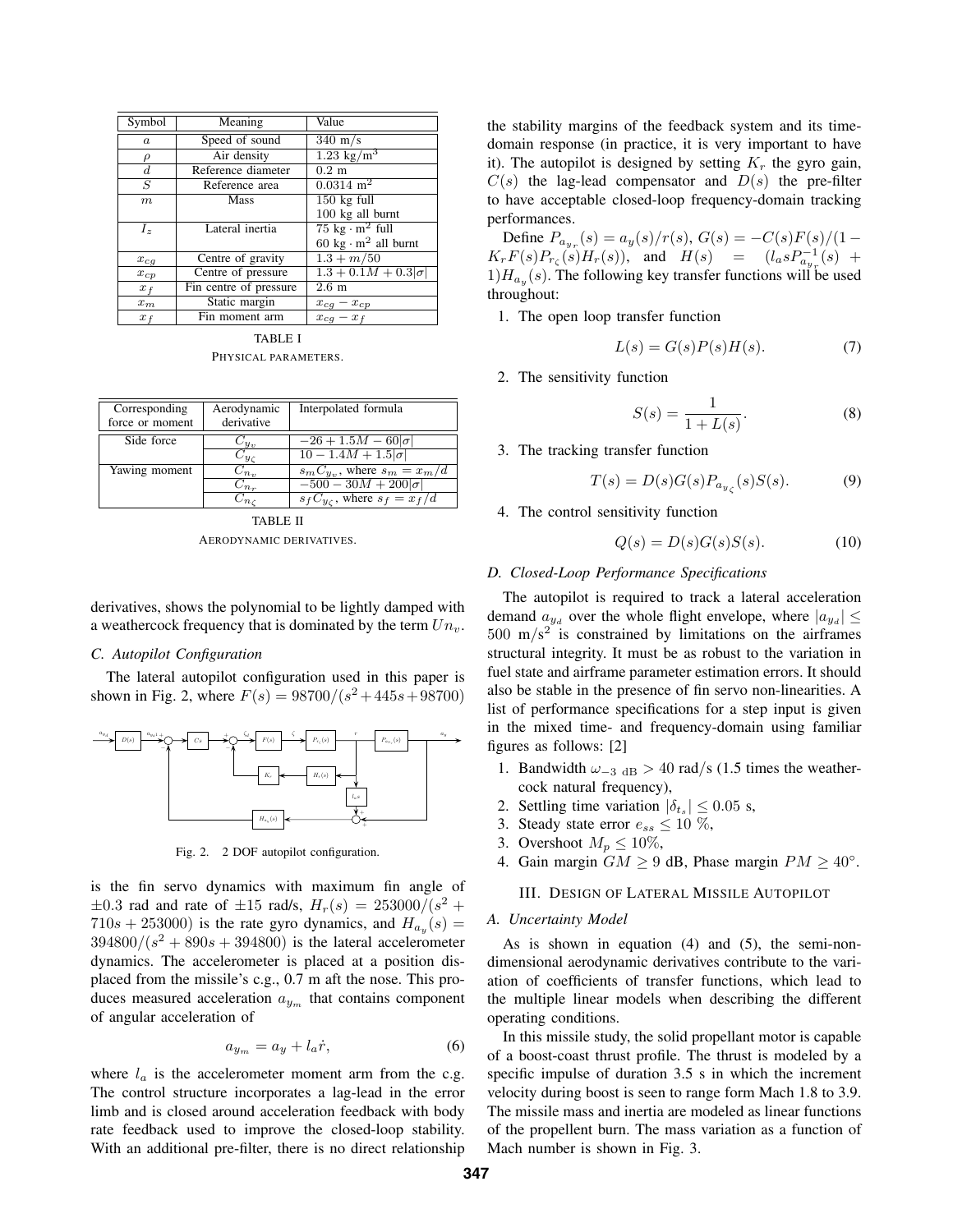| Symbol | Meaning | Value |
|---|---|---|
| $a$ | Speed of sound | 340 m/s |
| $\rho$ | Air density | 1.23 kg/m$^3$ |
| $d$ | Reference diameter | 0.2 m |
| $S$ | Reference area | 0.0314 m$^2$ |
| $m$ | Mass | 150 kg full<br>100 kg all burnt |
| $I_z$ | Lateral inertia | 75 kg · m$^2$ full<br>60 kg · m$^2$ all burnt |
| $x_{cg}$ | Centre of gravity | $1.3 + m/50$ |
| $x_{cp}$ | Centre of pressure | $1.3 + 0.1M + 0.3\|\sigma\|$ |
| $x_f$ | Fin centre of pressure | 2.6 m |
| $x_m$ | Static margin | $x_{cg} - x_{cp}$ |
| $x_f$ | Fin moment arm | $x_{cg} - x_f$ |

TABLE I

PHYSICAL PARAMETERS.

| Corresponding force or moment | Aerodynamic derivative | Interpolated formula |
|---|---|---|
| Side force | $C_{y_v}$ | $-26 + 1.5M - 60\|\sigma\|$ |
| | $C_{y_\zeta}$ | $10 - 1.4M + 1.5\|\sigma\|$ |
| Yawing moment | $C_{n_v}$ | $s_m C_{y_v}$, where $s_m = x_m/d$ |
| | $C_{n_r}$ | $-500 - 30M + 200\|\sigma\|$ |
| | $C_{n_\zeta}$ | $s_f C_{y_\zeta}$, where $s_f = x_f/d$ |

TABLE II

AERODYNAMIC DERIVATIVES.

derivatives, shows the polynomial to be lightly damped with a weathercock frequency that is dominated by the term $Un_v$.

### C. Autopilot Configuration

The lateral autopilot configuration used in this paper is shown in Fig. 2, where $F(s) = 98700/(s^2 + 445s + 98700)$

Fig. 2. 2 DOF autopilot configuration.

is the fin servo dynamics with maximum fin angle of $\pm 0.3$ rad and rate of $\pm 15$ rad/s, $H_r(s) = 253000/(s^2 + 710s + 253000)$ is the rate gyro dynamics, and $H_{a_y}(s) = 394800/(s^2 + 890s + 394800)$ is the lateral accelerometer dynamics. The accelerometer is placed at a position displaced from the missile's c.g., 0.7 m aft the nose. This produces measured acceleration $a_{y_m}$ that contains component of angular acceleration of

$$a_{y_m} = a_y + l_a \dot{r}, \tag{6}$$

where $l_a$ is the accelerometer moment arm from the c.g. The control structure incorporates a lag-lead in the error limb and is closed around acceleration feedback with body rate feedback used to improve the closed-loop stability. With an additional pre-filter, there is no direct relationship the stability margins of the feedback system and its time-domain response (in practice, it is very important to have it). The autopilot is designed by setting $K_r$ the gyro gain, $C(s)$ the lag-lead compensator and $D(s)$ the pre-filter to have acceptable closed-loop frequency-domain tracking performances.

Define $P_{a_{y_r}}(s) = a_y(s)/r(s)$, $G(s) = -C(s)F(s)/(1 - K_r F(s) P_{r_\zeta}(s) H_r(s))$, and $H(s) = (l_a s P_{a_{y_r}}^{-1}(s) + 1) H_{a_y}(s)$. The following key transfer functions will be used throughout:

1. The open loop transfer function

$$L(s) = G(s)P(s)H(s). \tag{7}$$

2. The sensitivity function

$$S(s) = \frac{1}{1 + L(s)}. \tag{8}$$

3. The tracking transfer function

$$T(s) = D(s)G(s)P_{a_{y_\zeta}}(s)S(s). \tag{9}$$

4. The control sensitivity function

$$Q(s) = D(s)G(s)S(s). \tag{10}$$

### D. Closed-Loop Performance Specifications

The autopilot is required to track a lateral acceleration demand $a_{y_d}$ over the whole flight envelope, where $|a_{y_d}| \leq 500$ m/s$^2$ is constrained by limitations on the airframes structural integrity. It must be as robust to the variation in fuel state and airframe parameter estimation errors. It should also be stable in the presence of fin servo non-linearities. A list of performance specifications for a step input is given in the mixed time- and frequency-domain using familiar figures as follows: [2]

1. Bandwidth $\omega_{-3\text{ dB}} > 40$ rad/s (1.5 times the weathercock natural frequency),
2. Settling time variation $|\delta_{t_s}| \leq 0.05$ s,
3. Steady state error $e_{ss} \leq 10$ %,
3. Overshoot $M_p \leq 10\%$,
4. Gain margin $GM \geq 9$ dB, Phase margin $PM \geq 40°$.

## III. Design of Lateral Missile Autopilot

### A. Uncertainty Model

As is shown in equation (4) and (5), the semi-non-dimensional aerodynamic derivatives contribute to the variation of coefficients of transfer functions, which lead to the multiple linear models when describing the different operating conditions.

In this missile study, the solid propellant motor is capable of a boost-coast thrust profile. The thrust is modeled by a specific impulse of duration 3.5 s in which the increment velocity during boost is seen to range form Mach 1.8 to 3.9. The missile mass and inertia are modeled as linear functions of the propellent burn. The mass variation as a function of Mach number is shown in Fig. 3.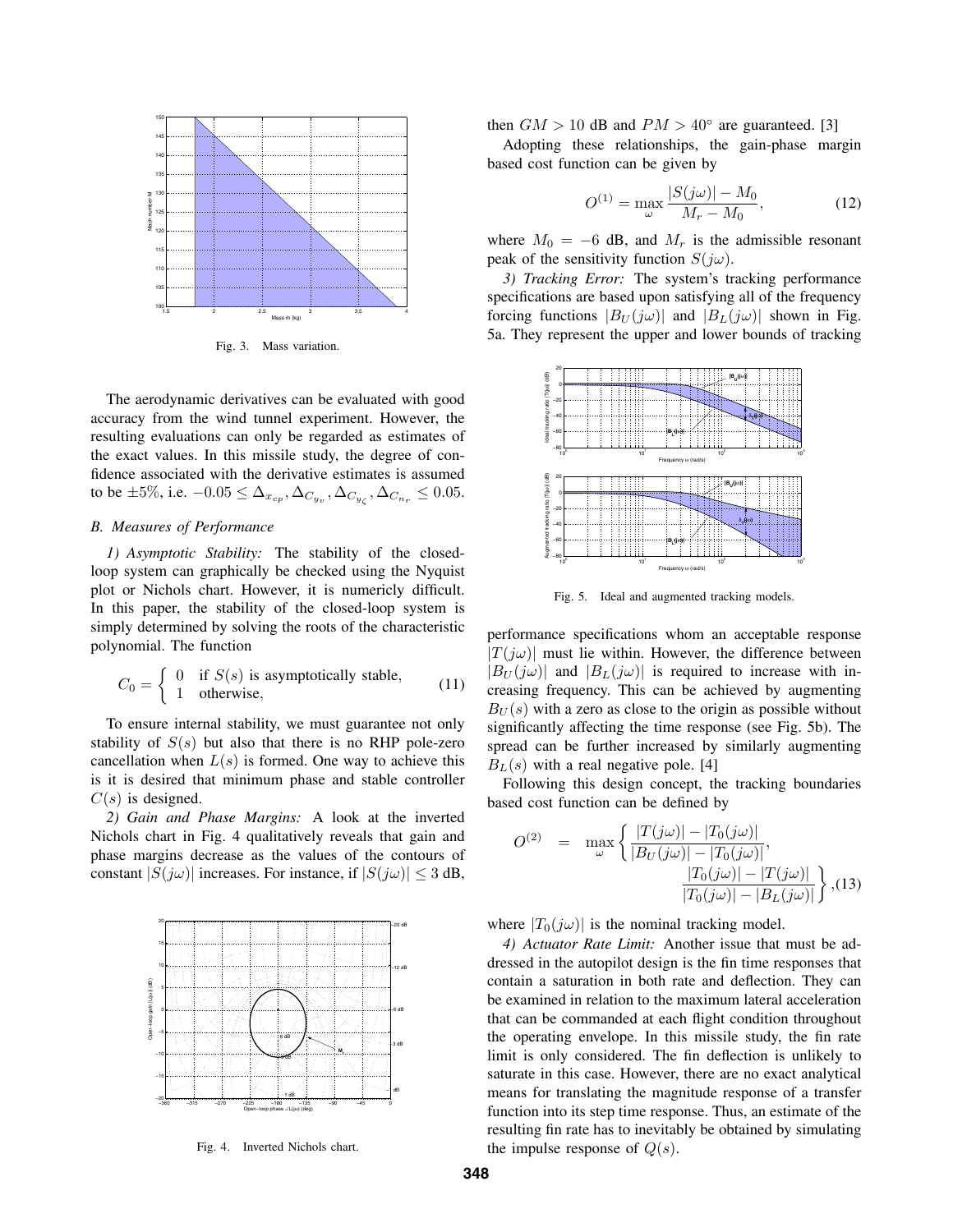Fig. 3. Mass variation.

The aerodynamic derivatives can be evaluated with good accuracy from the wind tunnel experiment. However, the resulting evaluations can only be regarded as estimates of the exact values. In this missile study, the degree of confidence associated with the derivative estimates is assumed to be $\pm 5\%$, i.e. $-0.05 \leq \Delta_{x_{cp}}, \Delta_{C_{y_v}}, \Delta_{C_{y_\zeta}}, \Delta_{C_{n_r}} \leq 0.05$.

### B. Measures of Performance

*1) Asymptotic Stability:* The stability of the closed-loop system can graphically be checked using the Nyquist plot or Nichols chart. However, it is numericly difficult. In this paper, the stability of the closed-loop system is simply determined by solving the roots of the characteristic polynomial. The function

$$C_0 = \begin{cases} 0 & \text{if } S(s) \text{ is asymptotically stable,} \\ 1 & \text{otherwise,} \end{cases} \tag{11}$$

To ensure internal stability, we must guarantee not only stability of $S(s)$ but also that there is no RHP pole-zero cancellation when $L(s)$ is formed. One way to achieve this is it is desired that minimum phase and stable controller $C(s)$ is designed.

*2) Gain and Phase Margins:* A look at the inverted Nichols chart in Fig. 4 qualitatively reveals that gain and phase margins decrease as the values of the contours of constant $|S(j\omega)|$ increases. For instance, if $|S(j\omega)| \leq 3$ dB, then $GM > 10$ dB and $PM > 40^\circ$ are guaranteed. [3]

Fig. 4. Inverted Nichols chart.

Adopting these relationships, the gain-phase margin based cost function can be given by

$$O^{(1)} = \max_{\omega} \frac{|S(j\omega)| - M_0}{M_r - M_0}, \tag{12}$$

where $M_0 = -6$ dB, and $M_r$ is the admissible resonant peak of the sensitivity function $S(j\omega)$.

*3) Tracking Error:* The system's tracking performance specifications are based upon satisfying all of the frequency forcing functions $|B_U(j\omega)|$ and $|B_L(j\omega)|$ shown in Fig. 5a. They represent the upper and lower bounds of tracking performance specifications whom an acceptable response $|T(j\omega)|$ must lie within. However, the difference between $|B_U(j\omega)|$ and $|B_L(j\omega)|$ is required to increase with increasing frequency. This can be achieved by augmenting $B_U(s)$ with a zero as close to the origin as possible without significantly affecting the time response (see Fig. 5b). The spread can be further increased by similarly augmenting $B_L(s)$ with a real negative pole. [4]

Fig. 5. Ideal and augmented tracking models.

Following this design concept, the tracking boundaries based cost function can be defined by

$$O^{(2)} = \max_{\omega} \left\{ \frac{|T(j\omega)| - |T_0(j\omega)|}{|B_U(j\omega)| - |T_0(j\omega)|}, \frac{|T_0(j\omega)| - |T(j\omega)|}{|T_0(j\omega)| - |B_L(j\omega)|} \right\}, \tag{13}$$

where $|T_0(j\omega)|$ is the nominal tracking model.

*4) Actuator Rate Limit:* Another issue that must be addressed in the autopilot design is the fin time responses that contain a saturation in both rate and deflection. They can be examined in relation to the maximum lateral acceleration that can be commanded at each flight condition throughout the operating envelope. In this missile study, the fin rate limit is only considered. The fin deflection is unlikely to saturate in this case. However, there are no exact analytical means for translating the magnitude response of a transfer function into its step time response. Thus, an estimate of the resulting fin rate has to inevitably be obtained by simulating the impulse response of $Q(s)$.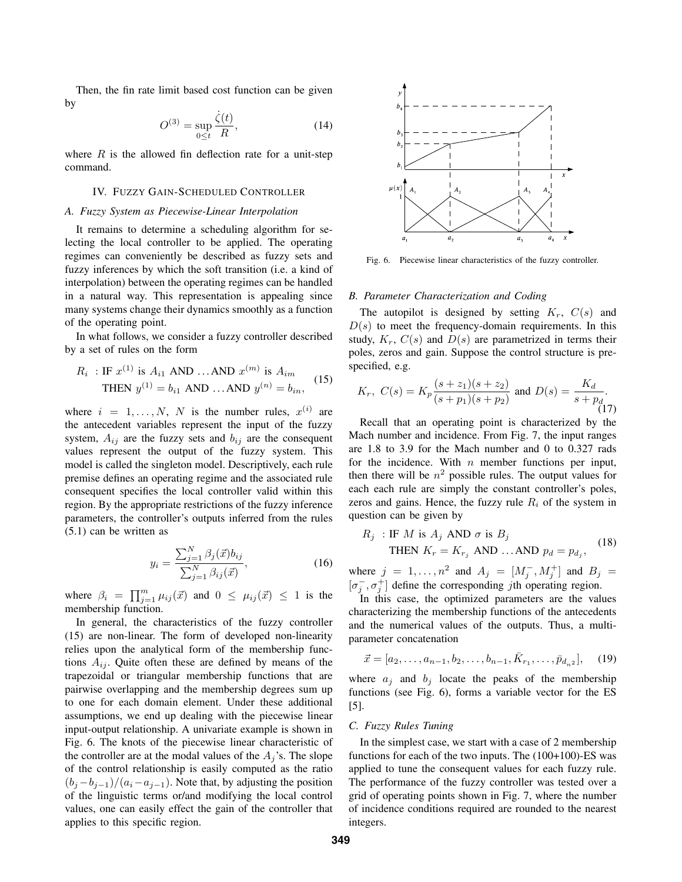Then, the fin rate limit based cost function can be given by

$$O^{(3)} = \sup_{0 \leq t} \frac{\dot{\zeta}(t)}{R}, \tag{14}$$

where $R$ is the allowed fin deflection rate for a unit-step command.

## IV. Fuzzy Gain-Scheduled Controller

### A. Fuzzy System as Piecewise-Linear Interpolation

It remains to determine a scheduling algorithm for selecting the local controller to be applied. The operating regimes can conveniently be described as fuzzy sets and fuzzy inferences by which the soft transition (i.e. a kind of interpolation) between the operating regimes can be handled in a natural way. This representation is appealing since many systems change their dynamics smoothly as a function of the operating point.

In what follows, we consider a fuzzy controller described by a set of rules on the form

$$\begin{aligned} R_i \; &: \text{IF } x^{(1)} \text{ is } A_{i1} \text{ AND} \ldots \text{AND } x^{(m)} \text{ is } A_{im} \\ &\quad \text{THEN } y^{(1)} = b_{i1} \text{ AND} \ldots \text{AND } y^{(n)} = b_{in}, \end{aligned} \tag{15}$$

where $i = 1, \ldots, N$, $N$ is the number rules, $x^{(i)}$ are the antecedent variables represent the input of the fuzzy system, $A_{ij}$ are the fuzzy sets and $b_{ij}$ are the consequent values represent the output of the fuzzy system. This model is called the singleton model. Descriptively, each rule premise defines an operating regime and the associated rule consequent specifies the local controller valid within this region. By the appropriate restrictions of the fuzzy inference parameters, the controller's outputs inferred from the rules (5.1) can be written as

$$y_i = \frac{\sum_{j=1}^{N} \beta_j(\vec{x}) b_{ij}}{\sum_{j=1}^{N} \beta_{ij}(\vec{x})}, \tag{16}$$

where $\beta_i = \prod_{j=1}^{m} \mu_{ij}(\vec{x})$ and $0 \leq \mu_{ij}(\vec{x}) \leq 1$ is the membership function.

In general, the characteristics of the fuzzy controller (15) are non-linear. The form of developed non-linearity relies upon the analytical form of the membership functions $A_{ij}$. Quite often these are defined by means of the trapezoidal or triangular membership functions that are pairwise overlapping and the membership degrees sum up to one for each domain element. Under these additional assumptions, we end up dealing with the piecewise linear input-output relationship. A univariate example is shown in Fig. 6. The knots of the piecewise linear characteristic of the controller are at the modal values of the $A_j$'s. The slope of the control relationship is easily computed as the ratio $(b_j - b_{j-1})/(a_i - a_{j-1})$. Note that, by adjusting the position of the linguistic terms or/and modifying the local control values, one can easily effect the gain of the controller that applies to this specific region.

Fig. 6. Piecewise linear characteristics of the fuzzy controller.

### B. Parameter Characterization and Coding

The autopilot is designed by setting $K_r$, $C(s)$ and $D(s)$ to meet the frequency-domain requirements. In this study, $K_r$, $C(s)$ and $D(s)$ are parametrized in terms their poles, zeros and gain. Suppose the control structure is prespecified, e.g.

$$K_r, \; C(s) = K_p \frac{(s + z_1)(s + z_2)}{(s + p_1)(s + p_2)} \text{ and } D(s) = \frac{K_d}{s + p_d}. \tag{17}$$

Recall that an operating point is characterized by the Mach number and incidence. From Fig. 7, the input ranges are 1.8 to 3.9 for the Mach number and 0 to 0.327 rads for the incidence. With $n$ member functions per input, then there will be $n^2$ possible rules. The output values for each each rule are simply the constant controller's poles, zeros and gains. Hence, the fuzzy rule $R_i$ of the system in question can be given by

$$\begin{aligned} R_j \; &: \text{IF } M \text{ is } A_j \text{ AND } \sigma \text{ is } B_j \\ &\quad \text{THEN } K_r = K_{r_j} \text{ AND} \ldots \text{AND } p_d = p_{d_j}, \end{aligned} \tag{18}$$

where $j = 1, \ldots, n^2$ and $A_j = [M_j^-, M_j^+]$ and $B_j = [\sigma_j^-, \sigma_j^+]$ define the corresponding $j$th operating region.

In this case, the optimized parameters are the values characterizing the membership functions of the antecedents and the numerical values of the outputs. Thus, a multi-parameter concatenation

$$\vec{x} = [a_2, \ldots, a_{n-1}, b_2, \ldots, b_{n-1}, \bar{K}_{r_1}, \ldots, \bar{p}_{d_{n^2}}], \tag{19}$$

where $a_j$ and $b_j$ locate the peaks of the membership functions (see Fig. 6), forms a variable vector for the ES [5].

### C. Fuzzy Rules Tuning

In the simplest case, we start with a case of 2 membership functions for each of the two inputs. The (100+100)-ES was applied to tune the consequent values for each fuzzy rule. The performance of the fuzzy controller was tested over a grid of operating points shown in Fig. 7, where the number of incidence conditions required are rounded to the nearest integers.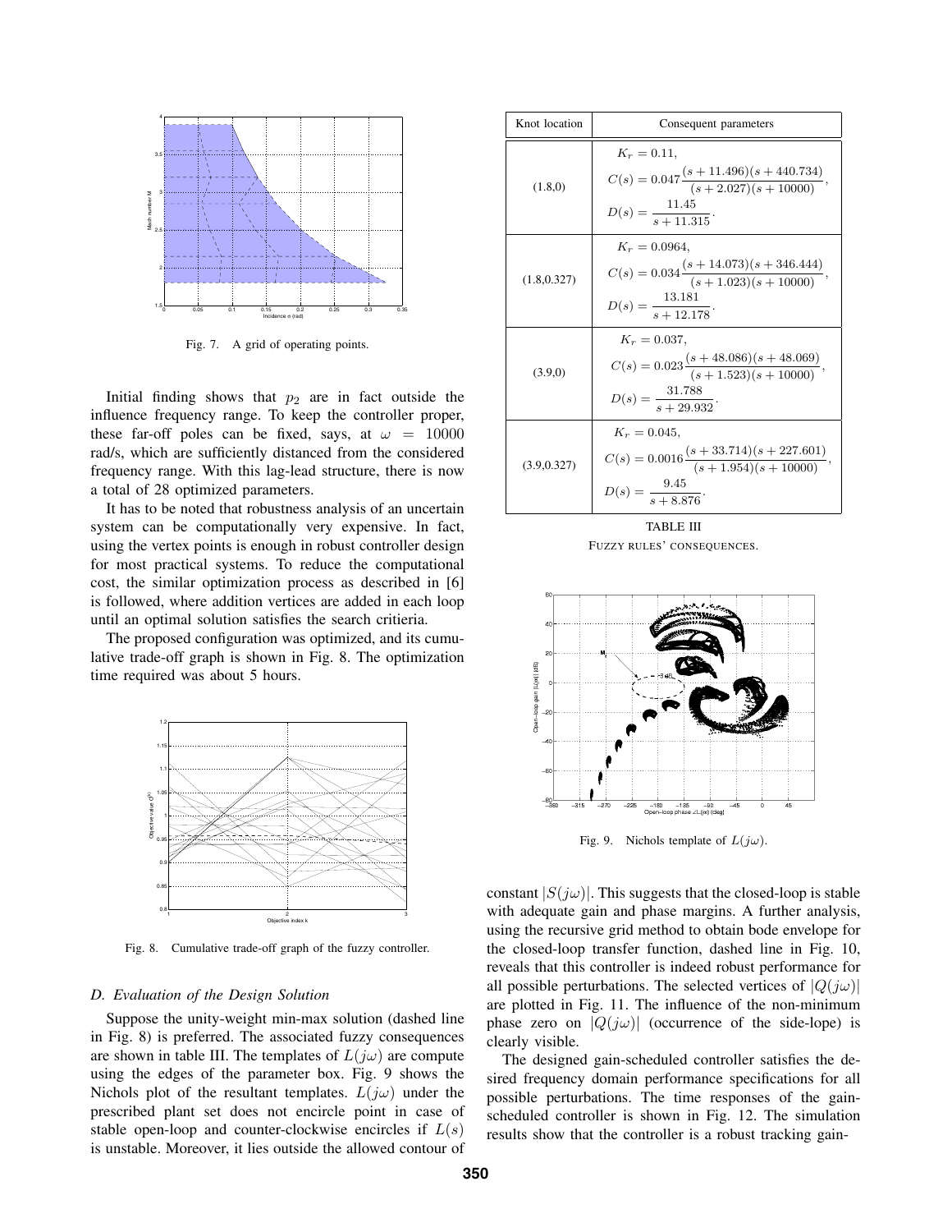Fig. 7. A grid of operating points.

Initial finding shows that $p_2$ are in fact outside the influence frequency range. To keep the controller proper, these far-off poles can be fixed, says, at $\omega = 10000$ rad/s, which are sufficiently distanced from the considered frequency range. With this lag-lead structure, there is now a total of 28 optimized parameters.

It has to be noted that robustness analysis of an uncertain system can be computationally very expensive. In fact, using the vertex points is enough in robust controller design for most practical systems. To reduce the computational cost, the similar optimization process as described in [6] is followed, where addition vertices are added in each loop until an optimal solution satisfies the search critieria.

The proposed configuration was optimized, and its cumulative trade-off graph is shown in Fig. 8. The optimization time required was about 5 hours.

Fig. 8. Cumulative trade-off graph of the fuzzy controller.

### D. Evaluation of the Design Solution

Suppose the unity-weight min-max solution (dashed line in Fig. 8) is preferred. The associated fuzzy consequences are shown in table III. The templates of $L(j\omega)$ are compute using the edges of the parameter box. Fig. 9 shows the Nichols plot of the resultant templates. $L(j\omega)$ under the prescribed plant set does not encircle point in case of stable open-loop and counter-clockwise encircles if $L(s)$ is unstable. Moreover, it lies outside the allowed contour of

| Knot location | Consequent parameters |
|---|---|
| (1.8,0) | $K_r = 0.11$, $C(s) = 0.047\dfrac{(s+11.496)(s+440.734)}{(s+2.027)(s+10000)}$, $D(s) = \dfrac{11.45}{s+11.315}$. |
| (1.8,0.327) | $K_r = 0.0964$, $C(s) = 0.034\dfrac{(s+14.073)(s+346.444)}{(s+1.023)(s+10000)}$, $D(s) = \dfrac{13.181}{s+12.178}$. |
| (3.9,0) | $K_r = 0.037$, $C(s) = 0.023\dfrac{(s+48.086)(s+48.069)}{(s+1.523)(s+10000)}$, $D(s) = \dfrac{31.788}{s+29.932}$. |
| (3.9,0.327) | $K_r = 0.045$, $C(s) = 0.0016\dfrac{(s+33.714)(s+227.601)}{(s+1.954)(s+10000)}$, $D(s) = \dfrac{9.45}{s+8.876}$. |

TABLE III
FUZZY RULES' CONSEQUENCES.

Fig. 9. Nichols template of $L(j\omega)$.

constant $|S(j\omega)|$. This suggests that the closed-loop is stable with adequate gain and phase margins. A further analysis, using the recursive grid method to obtain bode envelope for the closed-loop transfer function, dashed line in Fig. 10, reveals that this controller is indeed robust performance for all possible perturbations. The selected vertices of $|Q(j\omega)|$ are plotted in Fig. 11. The influence of the non-minimum phase zero on $|Q(j\omega)|$ (occurrence of the side-lope) is clearly visible.

The designed gain-scheduled controller satisfies the desired frequency domain performance specifications for all possible perturbations. The time responses of the gain-scheduled controller is shown in Fig. 12. The simulation results show that the controller is a robust tracking gain-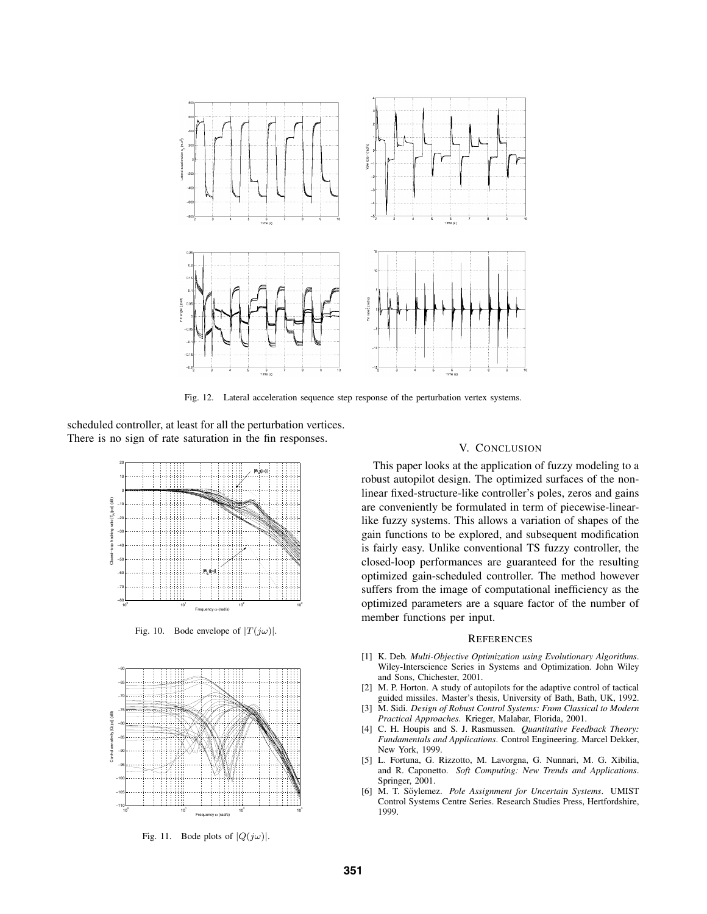Lateral acceleration $a_y$ (m/s²)

Time (s)

Yaw rate r (rad/s)

Time (s)

Fin angle ξ (rad)

Time (s)

Fin rate $\dot{\xi}$ (rad/s)

Time (s)

Fig. 12. Lateral acceleration sequence step response of the perturbation vertex systems.

scheduled controller, at least for all the perturbation vertices. There is no sign of rate saturation in the fin responses.

$|B_U(j\omega)|$

$|B_L(j\omega)|$

Closed-loop tracking ratio $|T_{ij}(j\omega)|$ (dB)

Frequency ω (rad/s)

Fig. 10. Bode envelope of $|T(j\omega)|$.

Control sensitivity $|Q(j\omega)|$ (dB)

Frequency ω (rad/s)

Fig. 11. Bode plots of $|Q(j\omega)|$.

## V. CONCLUSION

This paper looks at the application of fuzzy modeling to a robust autopilot design. The optimized surfaces of the non-linear fixed-structure-like controller's poles, zeros and gains are conveniently be formulated in term of piecewise-linear-like fuzzy systems. This allows a variation of shapes of the gain functions to be explored, and subsequent modification is fairly easy. Unlike conventional TS fuzzy controller, the closed-loop performances are guaranteed for the resulting optimized gain-scheduled controller. The method however suffers from the image of computational inefficiency as the optimized parameters are a square factor of the number of member functions per input.

## REFERENCES

[1] K. Deb. *Multi-Objective Optimization using Evolutionary Algorithms*. Wiley-Interscience Series in Systems and Optimization. John Wiley and Sons, Chichester, 2001.

[2] M. P. Horton. A study of autopilots for the adaptive control of tactical guided missiles. Master's thesis, University of Bath, Bath, UK, 1992.

[3] M. Sidi. *Design of Robust Control Systems: From Classical to Modern Practical Approaches*. Krieger, Malabar, Florida, 2001.

[4] C. H. Houpis and S. J. Rasmussen. *Quantitative Feedback Theory: Fundamentals and Applications*. Control Engineering. Marcel Dekker, New York, 1999.

[5] L. Fortuna, G. Rizzotto, M. Lavorgna, G. Nunnari, M. G. Xibilia, and R. Caponetto. *Soft Computing: New Trends and Applications*. Springer, 2001.

[6] M. T. Söylemez. *Pole Assignment for Uncertain Systems*. UMIST Control Systems Centre Series. Research Studies Press, Hertfordshire, 1999.